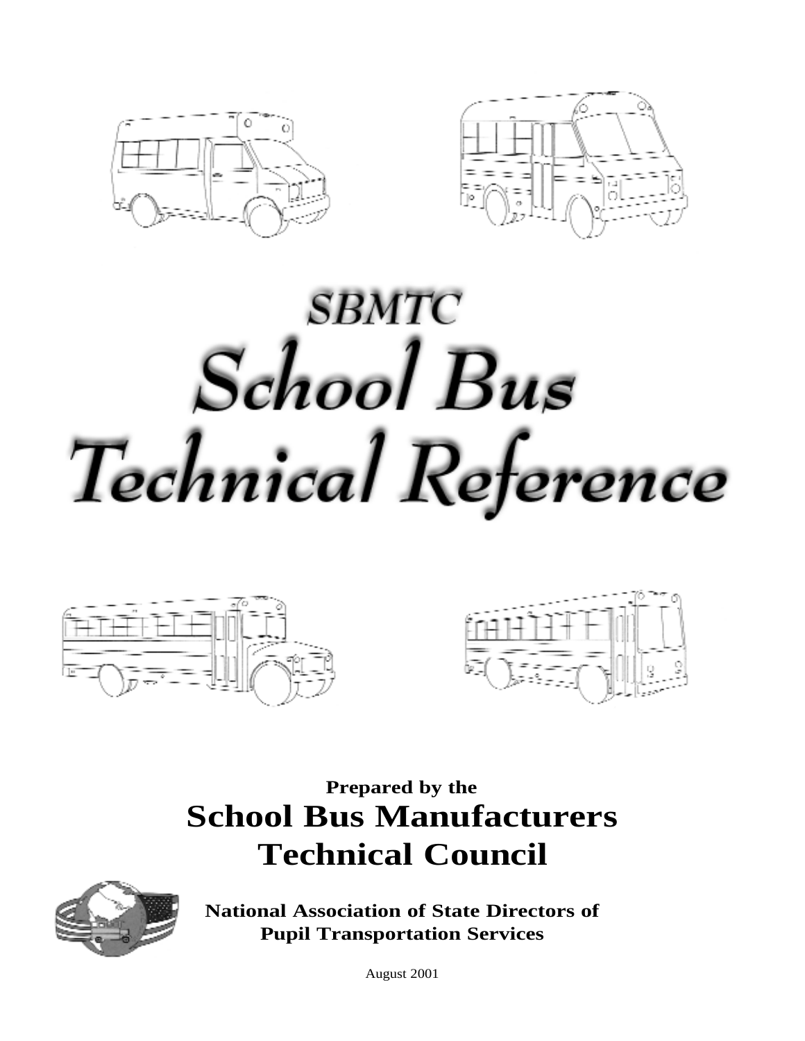# SBMTC

# School Bus Technical Reference

**Prepared by the**

**School Bus Manufacturers Technical Council**

**National Association of State Directors of Pupil Transportation Services**

August 2001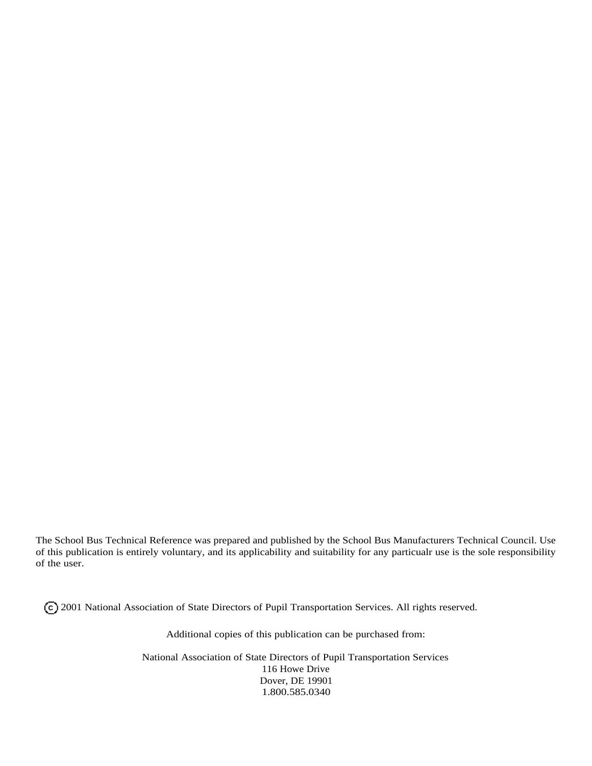The School Bus Technical Reference was prepared and published by the School Bus Manufacturers Technical Council. Use of this publication is entirely voluntary, and its applicability and suitability for any particualr use is the sole responsibility of the user.

© 2001 National Association of State Directors of Pupil Transportation Services. All rights reserved.

Additional copies of this publication can be purchased from:

National Association of State Directors of Pupil Transportation Services
116 Howe Drive
Dover, DE 19901
1.800.585.0340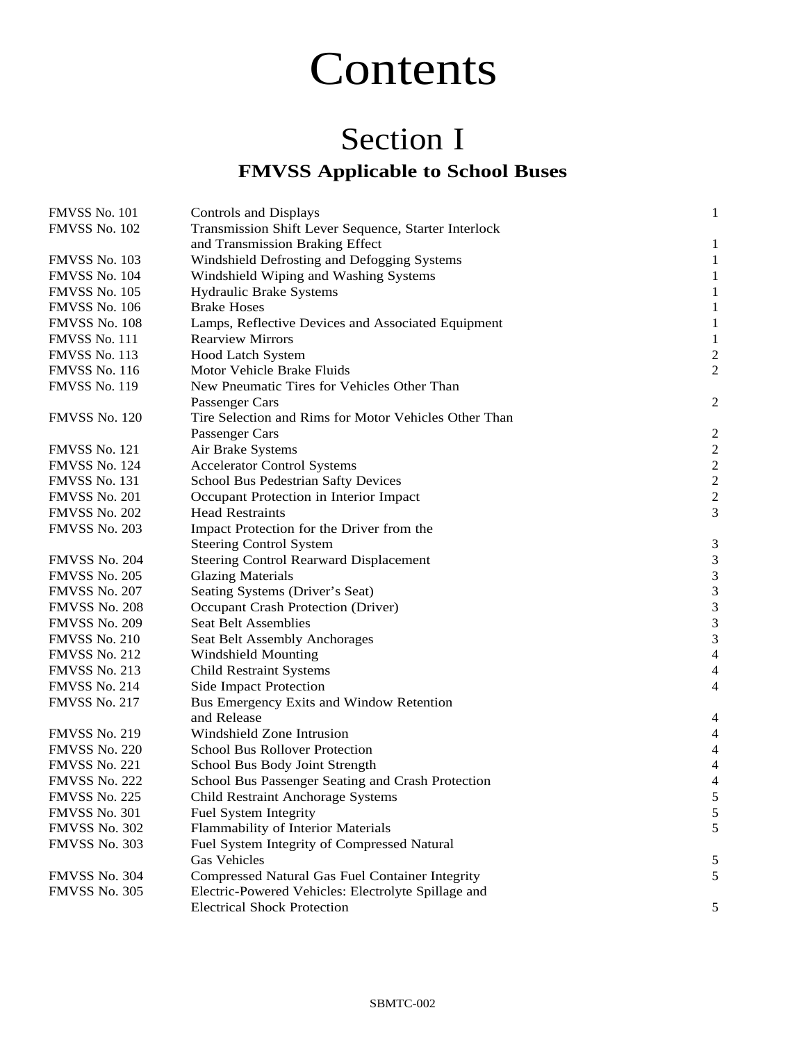# Contents

## Section I

### FMVSS Applicable to School Buses

| | | |
|---|---|---|
| FMVSS No. 101 | Controls and Displays | 1 |
| FMVSS No. 102 | Transmission Shift Lever Sequence, Starter Interlock and Transmission Braking Effect | 1 |
| FMVSS No. 103 | Windshield Defrosting and Defogging Systems | 1 |
| FMVSS No. 104 | Windshield Wiping and Washing Systems | 1 |
| FMVSS No. 105 | Hydraulic Brake Systems | 1 |
| FMVSS No. 106 | Brake Hoses | 1 |
| FMVSS No. 108 | Lamps, Reflective Devices and Associated Equipment | 1 |
| FMVSS No. 111 | Rearview Mirrors | 1 |
| FMVSS No. 113 | Hood Latch System | 2 |
| FMVSS No. 116 | Motor Vehicle Brake Fluids | 2 |
| FMVSS No. 119 | New Pneumatic Tires for Vehicles Other Than Passenger Cars | 2 |
| FMVSS No. 120 | Tire Selection and Rims for Motor Vehicles Other Than Passenger Cars | 2 |
| FMVSS No. 121 | Air Brake Systems | 2 |
| FMVSS No. 124 | Accelerator Control Systems | 2 |
| FMVSS No. 131 | School Bus Pedestrian Safty Devices | 2 |
| FMVSS No. 201 | Occupant Protection in Interior Impact | 2 |
| FMVSS No. 202 | Head Restraints | 3 |
| FMVSS No. 203 | Impact Protection for the Driver from the Steering Control System | 3 |
| FMVSS No. 204 | Steering Control Rearward Displacement | 3 |
| FMVSS No. 205 | Glazing Materials | 3 |
| FMVSS No. 207 | Seating Systems (Driver's Seat) | 3 |
| FMVSS No. 208 | Occupant Crash Protection (Driver) | 3 |
| FMVSS No. 209 | Seat Belt Assemblies | 3 |
| FMVSS No. 210 | Seat Belt Assembly Anchorages | 3 |
| FMVSS No. 212 | Windshield Mounting | 4 |
| FMVSS No. 213 | Child Restraint Systems | 4 |
| FMVSS No. 214 | Side Impact Protection | 4 |
| FMVSS No. 217 | Bus Emergency Exits and Window Retention and Release | 4 |
| FMVSS No. 219 | Windshield Zone Intrusion | 4 |
| FMVSS No. 220 | School Bus Rollover Protection | 4 |
| FMVSS No. 221 | School Bus Body Joint Strength | 4 |
| FMVSS No. 222 | School Bus Passenger Seating and Crash Protection | 4 |
| FMVSS No. 225 | Child Restraint Anchorage Systems | 5 |
| FMVSS No. 301 | Fuel System Integrity | 5 |
| FMVSS No. 302 | Flammability of Interior Materials | 5 |
| FMVSS No. 303 | Fuel System Integrity of Compressed Natural Gas Vehicles | 5 |
| FMVSS No. 304 | Compressed Natural Gas Fuel Container Integrity | 5 |
| FMVSS No. 305 | Electric-Powered Vehicles: Electrolyte Spillage and Electrical Shock Protection | 5 |

SBMTC-002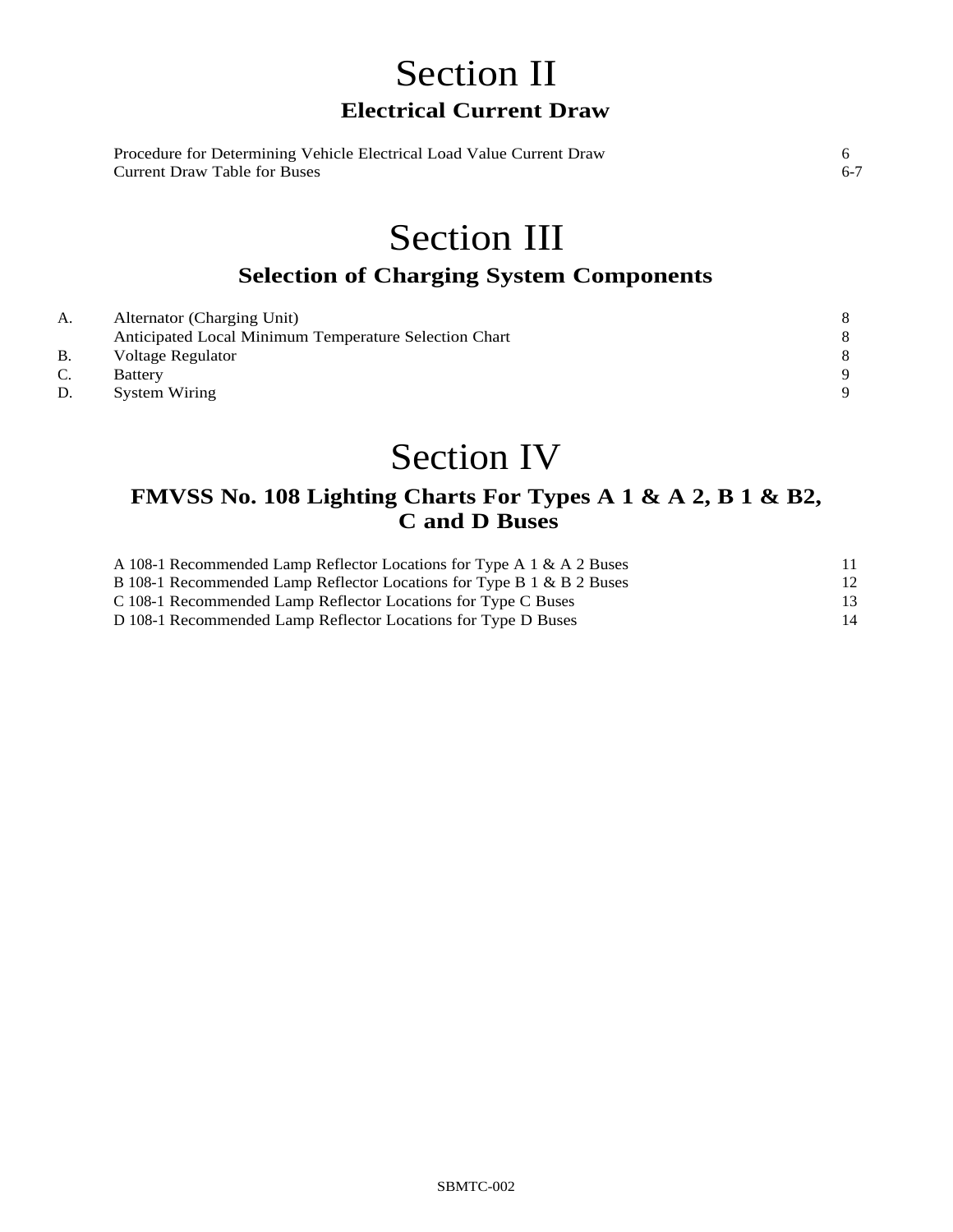# Section II

## Electrical Current Draw

| | |
|---|---|
| Procedure for Determining Vehicle Electrical Load Value Current Draw | 6 |
| Current Draw Table for Buses | 6-7 |

# Section III

## Selection of Charging System Components

| | | |
|---|---|---|
| A. | Alternator (Charging Unit) | 8 |
| | Anticipated Local Minimum Temperature Selection Chart | 8 |
| B. | Voltage Regulator | 8 |
| C. | Battery | 9 |
| D. | System Wiring | 9 |

# Section IV

## FMVSS No. 108 Lighting Charts For Types A 1 & A 2, B 1 & B2, C and D Buses

| | |
|---|---|
| A 108-1 Recommended Lamp Reflector Locations for Type A 1 & A 2 Buses | 11 |
| B 108-1 Recommended Lamp Reflector Locations for Type B 1 & B 2 Buses | 12 |
| C 108-1 Recommended Lamp Reflector Locations for Type C Buses | 13 |
| D 108-1 Recommended Lamp Reflector Locations for Type D Buses | 14 |

SBMTC-002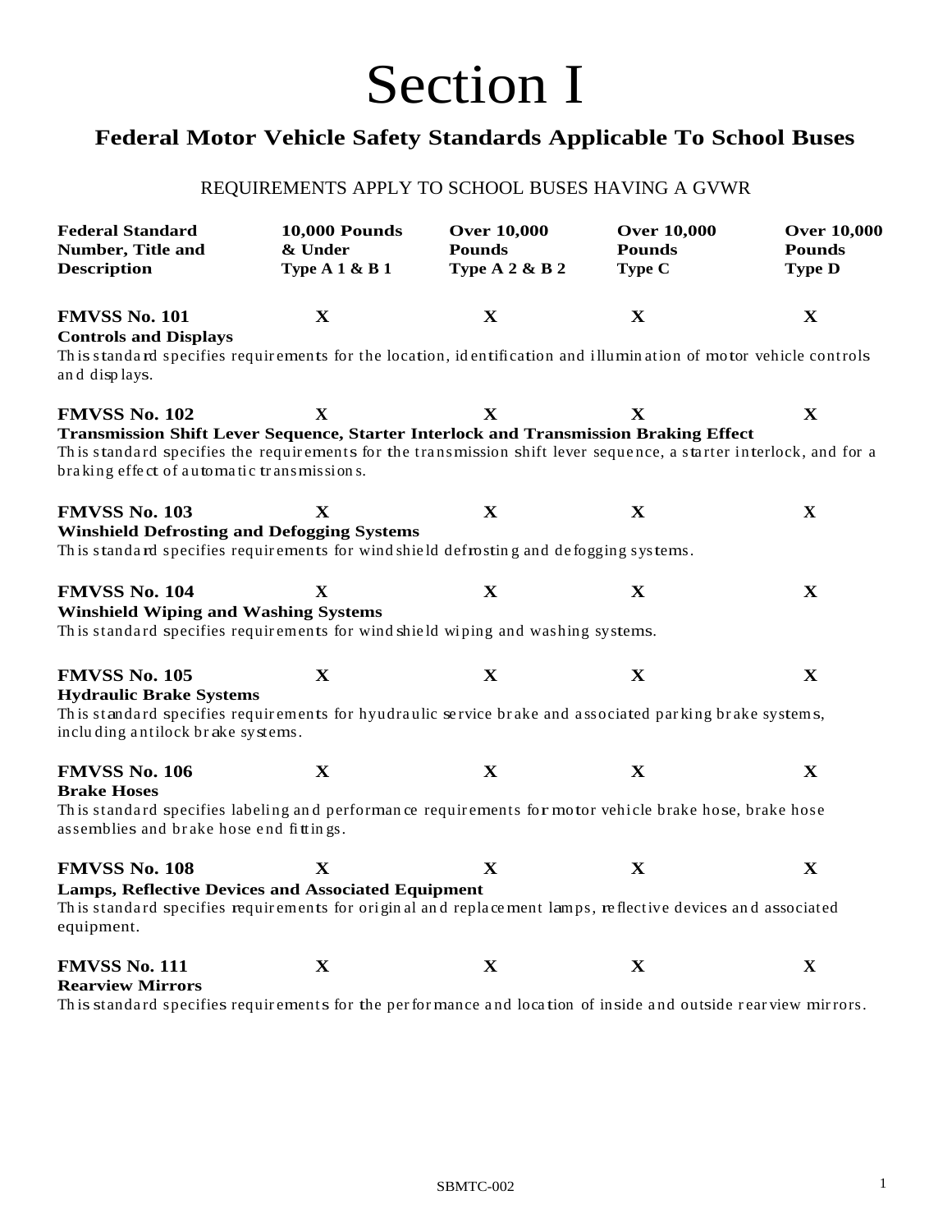# Section I

## Federal Motor Vehicle Safety Standards Applicable To School Buses

REQUIREMENTS APPLY TO SCHOOL BUSES HAVING A GVWR

| Federal Standard Number, Title and Description | 10,000 Pounds & Under Type A 1 & B 1 | Over 10,000 Pounds Type A 2 & B 2 | Over 10,000 Pounds Type C | Over 10,000 Pounds Type D |
|---|---|---|---|---|
| **FMVSS No. 101** | X | X | X | X |
| **FMVSS No. 102** | X | X | X | X |
| **FMVSS No. 103** | X | X | X | X |
| **FMVSS No. 104** | X | X | X | X |
| **FMVSS No. 105** | X | X | X | X |
| **FMVSS No. 106** | X | X | X | X |
| **FMVSS No. 108** | X | X | X | X |
| **FMVSS No. 111** | X | X | X | X |

**FMVSS No. 101**
**Controls and Displays**
This standard specifies requirements for the location, identification and illumination of motor vehicle controls and displays.

**FMVSS No. 102**
**Transmission Shift Lever Sequence, Starter Interlock and Transmission Braking Effect**
This standard specifies the requirements for the transmission shift lever sequence, a starter interlock, and for a braking effect of automatic transmissions.

**FMVSS No. 103**
**Winshield Defrosting and Defogging Systems**
This standard specifies requirements for windshield defrosting and defogging systems.

**FMVSS No. 104**
**Winshield Wiping and Washing Systems**
This standard specifies requirements for windshield wiping and washing systems.

**FMVSS No. 105**
**Hydraulic Brake Systems**
This standard specifies requirements for hyudraulic service brake and associated parking brake systems, including antilock brake systems.

**FMVSS No. 106**
**Brake Hoses**
This standard specifies labeling and performance requirements for motor vehicle brake hose, brake hose assemblies and brake hose end fittings.

**FMVSS No. 108**
**Lamps, Reflective Devices and Associated Equipment**
This standard specifies requirements for original and replacement lamps, reflective devices and associated equipment.

**FMVSS No. 111**
**Rearview Mirrors**
This standard specifies requirements for the performance and location of inside and outside rearview mirrors.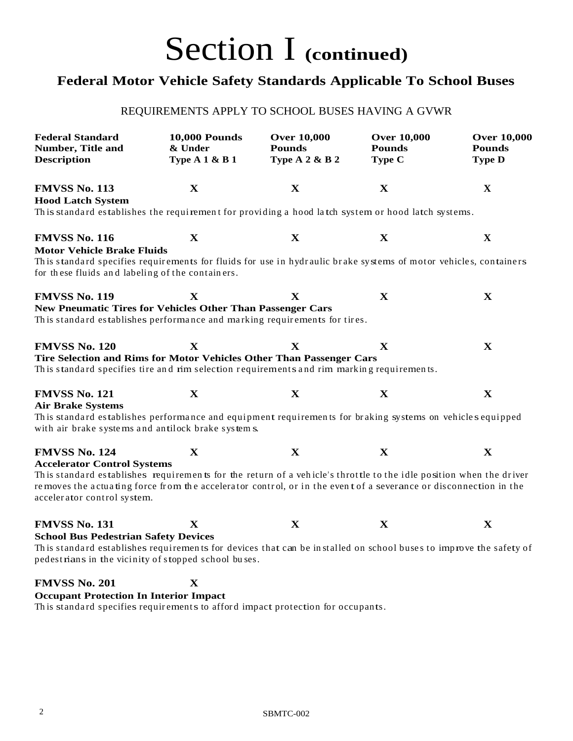# Section I (continued)

## Federal Motor Vehicle Safety Standards Applicable To School Buses

REQUIREMENTS APPLY TO SCHOOL BUSES HAVING A GVWR

| Federal Standard Number, Title and Description | 10,000 Pounds & Under Type A 1 & B 1 | Over 10,000 Pounds Type A 2 & B 2 | Over 10,000 Pounds Type C | Over 10,000 Pounds Type D |
|---|---|---|---|---|
| **FMVSS No. 113** | X | X | X | X |
| **FMVSS No. 116** | X | X | X | X |
| **FMVSS No. 119** | X | X | X | X |
| **FMVSS No. 120** | X | X | X | X |
| **FMVSS No. 121** | X | X | X | X |
| **FMVSS No. 124** | X | X | X | X |
| **FMVSS No. 131** | X | X | X | X |
| **FMVSS No. 201** | X | | | |

**FMVSS No. 113**
**Hood Latch System**
This standard establishes the requirement for providing a hood latch system or hood latch systems.

**FMVSS No. 116**
**Motor Vehicle Brake Fluids**
This standard specifies requirements for fluids for use in hydraulic brake systems of motor vehicles, containers for these fluids and labeling of the containers.

**FMVSS No. 119**
**New Pneumatic Tires for Vehicles Other Than Passenger Cars**
This standard establishes performance and marking requirements for tires.

**FMVSS No. 120**
**Tire Selection and Rims for Motor Vehicles Other Than Passenger Cars**
This standard specifies tire and rim selection requirements and rim marking requirements.

**FMVSS No. 121**
**Air Brake Systems**
This standard establishes performance and equipment requirements for braking systems on vehicles equipped with air brake systems and antilock brake systems.

**FMVSS No. 124**
**Accelerator Control Systems**
This standard establishes requirements for the return of a vehicle's throttle to the idle position when the driver removes the actuating force from the accelerator control, or in the event of a severance or disconnection in the accelerator control system.

**FMVSS No. 131**
**School Bus Pedestrian Safety Devices**
This standard establishes requirements for devices that can be installed on school buses to improve the safety of pedestrians in the vicinity of stopped school buses.

**FMVSS No. 201**
**Occupant Protection In Interior Impact**
This standard specifies requirements to afford impact protection for occupants.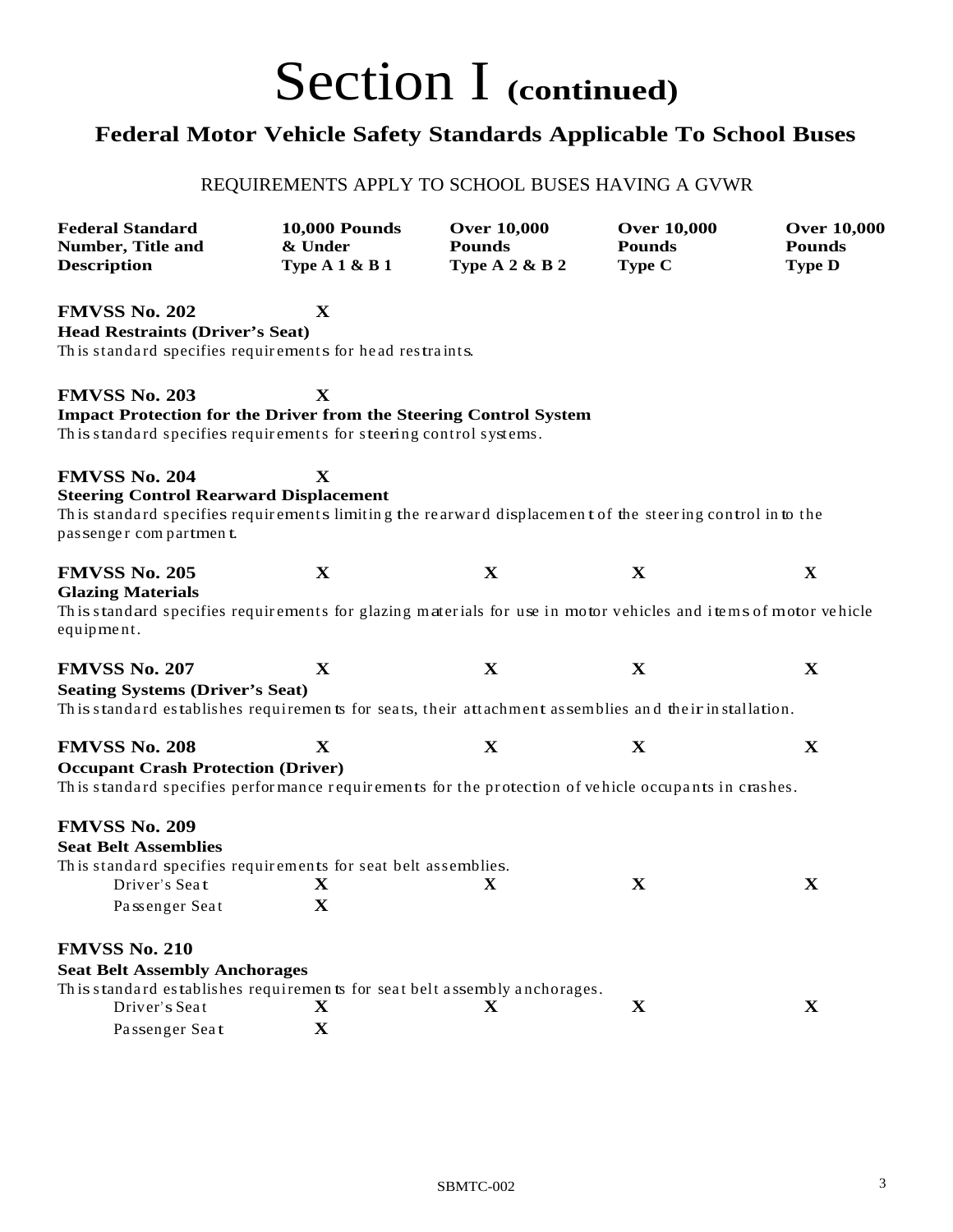# Section I **(continued)**

## Federal Motor Vehicle Safety Standards Applicable To School Buses

REQUIREMENTS APPLY TO SCHOOL BUSES HAVING A GVWR

| Federal Standard Number, Title and Description | 10,000 Pounds & Under Type A 1 & B 1 | Over 10,000 Pounds Type A 2 & B 2 | Over 10,000 Pounds Type C | Over 10,000 Pounds Type D |
|---|---|---|---|---|
| **FMVSS No. 202** | **X** | | | |
| **FMVSS No. 203** | **X** | | | |
| **FMVSS No. 204** | **X** | | | |
| **FMVSS No. 205** | **X** | **X** | **X** | **X** |
| **FMVSS No. 207** | **X** | **X** | **X** | **X** |
| **FMVSS No. 208** | **X** | **X** | **X** | **X** |
| **FMVSS No. 209** — Driver's Seat | **X** | **X** | **X** | **X** |
| **FMVSS No. 209** — Passenger Seat | **X** | | | |
| **FMVSS No. 210** — Driver's Seat | **X** | **X** | **X** | **X** |
| **FMVSS No. 210** — Passenger Seat | **X** | | | |

**FMVSS No. 202** — **Head Restraints (Driver's Seat)**
This standard specifies requirements for head restraints.

**FMVSS No. 203** — **Impact Protection for the Driver from the Steering Control System**
This standard specifies requirements for steering control systems.

**FMVSS No. 204** — **Steering Control Rearward Displacement**
This standard specifies requirements limiting the rearward displacement of the steering control into the passenger compartment.

**FMVSS No. 205** — **Glazing Materials**
This standard specifies requirements for glazing materials for use in motor vehicles and items of motor vehicle equipment.

**FMVSS No. 207** — **Seating Systems (Driver's Seat)**
This standard establishes requirements for seats, their attachment assemblies and their installation.

**FMVSS No. 208** — **Occupant Crash Protection (Driver)**
This standard specifies performance requirements for the protection of vehicle occupants in crashes.

**FMVSS No. 209** — **Seat Belt Assemblies**
This standard specifies requirements for seat belt assemblies.

**FMVSS No. 210** — **Seat Belt Assembly Anchorages**
This standard establishes requirements for seat belt assembly anchorages.

SBMTC-002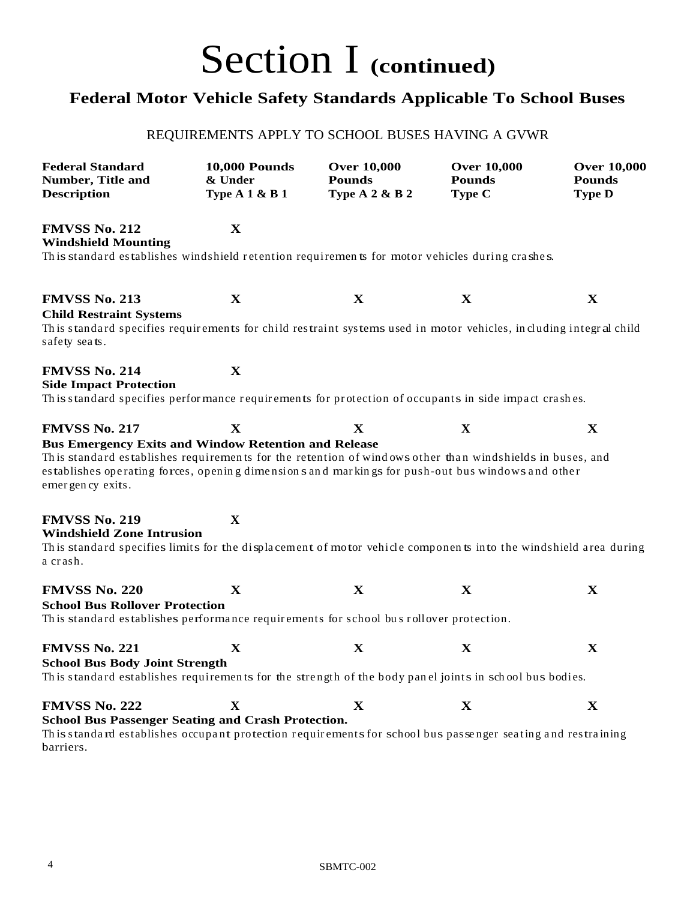# Section I **(continued)**

## Federal Motor Vehicle Safety Standards Applicable To School Buses

REQUIREMENTS APPLY TO SCHOOL BUSES HAVING A GVWR

| Federal Standard Number, Title and Description | 10,000 Pounds & Under Type A 1 & B 1 | Over 10,000 Pounds Type A 2 & B 2 | Over 10,000 Pounds Type C | Over 10,000 Pounds Type D |
|---|---|---|---|---|
| **FMVSS No. 212** **Windshield Mounting** | X | | | |
| **FMVSS No. 213** **Child Restraint Systems** | X | X | X | X |
| **FMVSS No. 214** **Side Impact Protection** | X | | | |
| **FMVSS No. 217** **Bus Emergency Exits and Window Retention and Release** | X | X | X | X |
| **FMVSS No. 219** **Windshield Zone Intrusion** | X | | | |
| **FMVSS No. 220** **School Bus Rollover Protection** | X | X | X | X |
| **FMVSS No. 221** **School Bus Body Joint Strength** | X | X | X | X |
| **FMVSS No. 222** **School Bus Passenger Seating and Crash Protection.** | X | X | X | X |

**FMVSS No. 212 – Windshield Mounting**
This standard establishes windshield retention requirements for motor vehicles during crashes.

**FMVSS No. 213 – Child Restraint Systems**
This standard specifies requirements for child restraint systems used in motor vehicles, including integral child safety seats.

**FMVSS No. 214 – Side Impact Protection**
This standard specifies performance requirements for protection of occupants in side impact crashes.

**FMVSS No. 217 – Bus Emergency Exits and Window Retention and Release**
This standard establishes requirements for the retention of windows other than windshields in buses, and establishes operating forces, opening dimensions and markings for push-out bus windows and other emergency exits.

**FMVSS No. 219 – Windshield Zone Intrusion**
This standard specifies limits for the displacement of motor vehicle components into the windshield area during a crash.

**FMVSS No. 220 – School Bus Rollover Protection**
This standard establishes performance requirements for school bus rollover protection.

**FMVSS No. 221 – School Bus Body Joint Strength**
This standard establishes requirements for the strength of the body panel joints in school bus bodies.

**FMVSS No. 222 – School Bus Passenger Seating and Crash Protection.**
This standard establishes occupant protection requirements for school bus passenger seating and restraining barriers.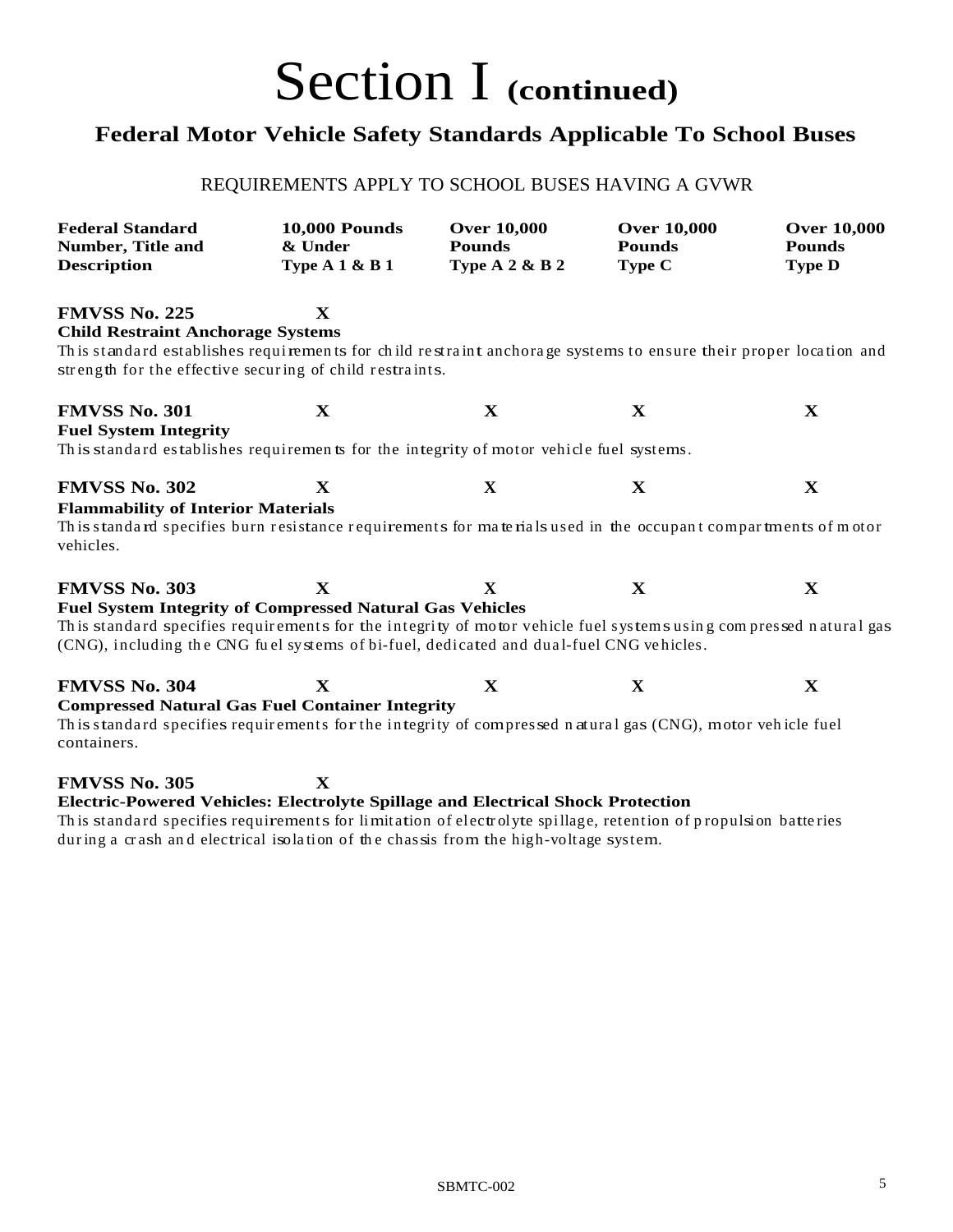# Section I **(continued)**

## Federal Motor Vehicle Safety Standards Applicable To School Buses

REQUIREMENTS APPLY TO SCHOOL BUSES HAVING A GVWR

| Federal Standard Number, Title and Description | 10,000 Pounds & Under Type A 1 & B 1 | Over 10,000 Pounds Type A 2 & B 2 | Over 10,000 Pounds Type C | Over 10,000 Pounds Type D |
|---|---|---|---|---|
| **FMVSS No. 225** | X | | | |
| **FMVSS No. 301** | X | X | X | X |
| **FMVSS No. 302** | X | X | X | X |
| **FMVSS No. 303** | X | X | X | X |
| **FMVSS No. 304** | X | X | X | X |
| **FMVSS No. 305** | X | | | |

**FMVSS No. 225 — Child Restraint Anchorage Systems**

This standard establishes requirements for child restraint anchorage systems to ensure their proper location and strength for the effective securing of child restraints.

**FMVSS No. 301 — Fuel System Integrity**

This standard establishes requirements for the integrity of motor vehicle fuel systems.

**FMVSS No. 302 — Flammability of Interior Materials**

This standard specifies burn resistance requirements for materials used in the occupant compartments of motor vehicles.

**FMVSS No. 303 — Fuel System Integrity of Compressed Natural Gas Vehicles**

This standard specifies requirements for the integrity of motor vehicle fuel systems using compressed natural gas (CNG), including the CNG fuel systems of bi-fuel, dedicated and dual-fuel CNG vehicles.

**FMVSS No. 304 — Compressed Natural Gas Fuel Container Integrity**

This standard specifies requirements for the integrity of compressed natural gas (CNG), motor vehicle fuel containers.

**FMVSS No. 305 — Electric-Powered Vehicles: Electrolyte Spillage and Electrical Shock Protection**

This standard specifies requirements for limitation of electrolyte spillage, retention of propulsion batteries during a crash and electrical isolation of the chassis from the high-voltage system.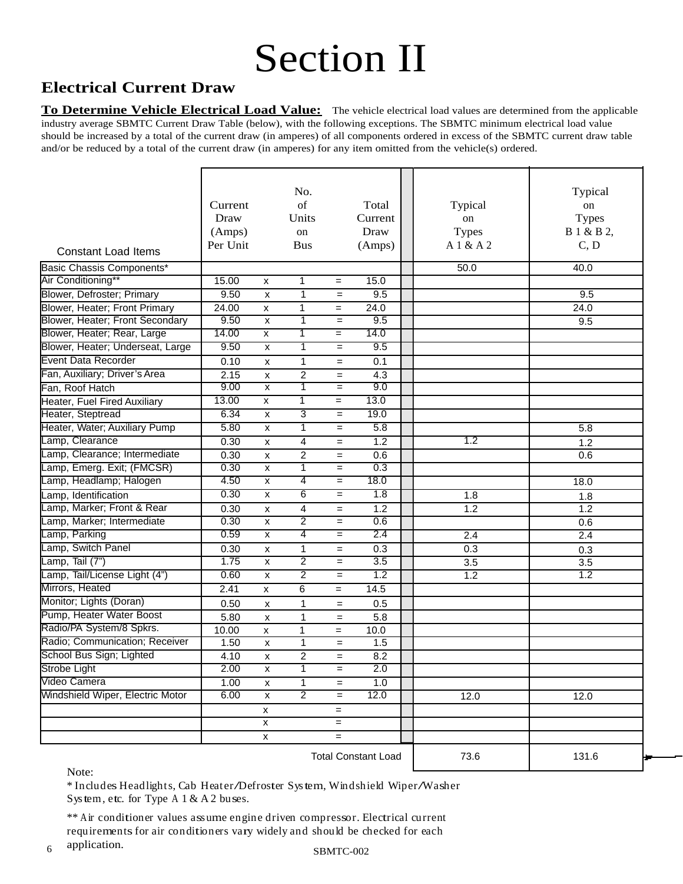# Section II

## Electrical Current Draw

**To Determine Vehicle Electrical Load Value:** The vehicle electrical load values are determined from the applicable industry average SBMTC Current Draw Table (below), with the following exceptions. The SBMTC minimum electrical load value should be increased by a total of the current draw (in amperes) of all components ordered in excess of the SBMTC current draw table and/or be reduced by a total of the current draw (in amperes) for any item omitted from the vehicle(s) ordered.

| Constant Load Items | Current Draw (Amps) Per Unit | | No. of Units on Bus | | Total Current Draw (Amps) | Typical on Types A 1 & A 2 | Typical on Types B 1 & B 2, C, D |
|---|---|---|---|---|---|---|---|
| Basic Chassis Components* | | | | | | 50.0 | 40.0 |
| Air Conditioning** | 15.00 | x | 1 | = | 15.0 | | |
| Blower, Defroster; Primary | 9.50 | x | 1 | = | 9.5 | | 9.5 |
| Blower, Heater; Front Primary | 24.00 | x | 1 | = | 24.0 | | 24.0 |
| Blower, Heater; Front Secondary | 9.50 | x | 1 | = | 9.5 | | 9.5 |
| Blower, Heater; Rear, Large | 14.00 | x | 1 | = | 14.0 | | |
| Blower, Heater; Underseat, Large | 9.50 | x | 1 | = | 9.5 | | |
| Event Data Recorder | 0.10 | x | 1 | = | 0.1 | | |
| Fan, Auxiliary; Driver's Area | 2.15 | x | 2 | = | 4.3 | | |
| Fan, Roof Hatch | 9.00 | x | 1 | = | 9.0 | | |
| Heater, Fuel Fired Auxiliary | 13.00 | x | 1 | = | 13.0 | | |
| Heater, Steptread | 6.34 | x | 3 | = | 19.0 | | |
| Heater, Water; Auxiliary Pump | 5.80 | x | 1 | = | 5.8 | | 5.8 |
| Lamp, Clearance | 0.30 | x | 4 | = | 1.2 | 1.2 | 1.2 |
| Lamp, Clearance; Intermediate | 0.30 | x | 2 | = | 0.6 | | 0.6 |
| Lamp, Emerg. Exit; (FMCSR) | 0.30 | x | 1 | = | 0.3 | | |
| Lamp, Headlamp; Halogen | 4.50 | x | 4 | = | 18.0 | | 18.0 |
| Lamp, Identification | 0.30 | x | 6 | = | 1.8 | 1.8 | 1.8 |
| Lamp, Marker; Front & Rear | 0.30 | x | 4 | = | 1.2 | 1.2 | 1.2 |
| Lamp, Marker; Intermediate | 0.30 | x | 2 | = | 0.6 | | 0.6 |
| Lamp, Parking | 0.59 | x | 4 | = | 2.4 | 2.4 | 2.4 |
| Lamp, Switch Panel | 0.30 | x | 1 | = | 0.3 | 0.3 | 0.3 |
| Lamp, Tail (7") | 1.75 | x | 2 | = | 3.5 | 3.5 | 3.5 |
| Lamp, Tail/License Light (4") | 0.60 | x | 2 | = | 1.2 | 1.2 | 1.2 |
| Mirrors, Heated | 2.41 | x | 6 | = | 14.5 | | |
| Monitor; Lights (Doran) | 0.50 | x | 1 | = | 0.5 | | |
| Pump, Heater Water Boost | 5.80 | x | 1 | = | 5.8 | | |
| Radio/PA System/8 Spkrs. | 10.00 | x | 1 | = | 10.0 | | |
| Radio; Communication; Receiver | 1.50 | x | 1 | = | 1.5 | | |
| School Bus Sign; Lighted | 4.10 | x | 2 | = | 8.2 | | |
| Strobe Light | 2.00 | x | 1 | = | 2.0 | | |
| Video Camera | 1.00 | x | 1 | = | 1.0 | | |
| Windshield Wiper, Electric Motor | 6.00 | x | 2 | = | 12.0 | 12.0 | 12.0 |
| | | x | | = | | | |
| | | x | | = | | | |
| | | x | | = | | | |
| | | | | | Total Constant Load | 73.6 | 131.6 |

Note:

\* Includes Headlights, Cab Heater/Defroster System, Windshield Wiper/Washer System, etc. for Type A 1 & A 2 buses.

\*\* Air conditioner values assume engine driven compressor. Electrical current requirements for air conditioners vary widely and should be checked for each application.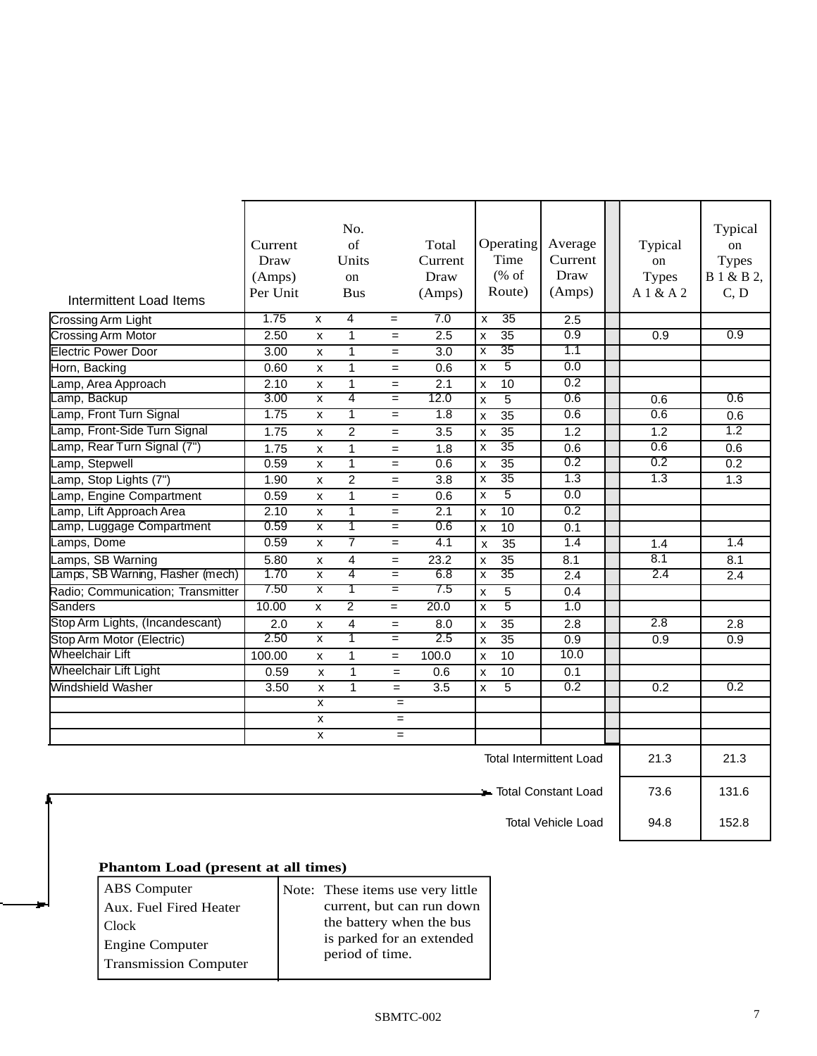| Intermittent Load Items | Current Draw (Amps) Per Unit | | No. of Units on Bus | | Total Current Draw (Amps) | Operating Time (% of Route) | Average Current Draw (Amps) | | Typical on Types A 1 & A 2 | Typical on Types B 1 & B 2, C, D |
|---|---|---|---|---|---|---|---|---|---|---|
| Crossing Arm Light | 1.75 | x | 4 | = | 7.0 | x 35 | 2.5 | | | |
| Crossing Arm Motor | 2.50 | x | 1 | = | 2.5 | x 35 | 0.9 | | 0.9 | 0.9 |
| Electric Power Door | 3.00 | x | 1 | = | 3.0 | x 35 | 1.1 | | | |
| Horn, Backing | 0.60 | x | 1 | = | 0.6 | x 5 | 0.0 | | | |
| Lamp, Area Approach | 2.10 | x | 1 | = | 2.1 | x 10 | 0.2 | | | |
| Lamp, Backup | 3.00 | x | 4 | = | 12.0 | x 5 | 0.6 | | 0.6 | 0.6 |
| Lamp, Front Turn Signal | 1.75 | x | 1 | = | 1.8 | x 35 | 0.6 | | 0.6 | 0.6 |
| Lamp, Front-Side Turn Signal | 1.75 | x | 2 | = | 3.5 | x 35 | 1.2 | | 1.2 | 1.2 |
| Lamp, Rear Turn Signal (7") | 1.75 | x | 1 | = | 1.8 | x 35 | 0.6 | | 0.6 | 0.6 |
| Lamp, Stepwell | 0.59 | x | 1 | = | 0.6 | x 35 | 0.2 | | 0.2 | 0.2 |
| Lamp, Stop Lights (7") | 1.90 | x | 2 | = | 3.8 | x 35 | 1.3 | | 1.3 | 1.3 |
| Lamp, Engine Compartment | 0.59 | x | 1 | = | 0.6 | x 5 | 0.0 | | | |
| Lamp, Lift Approach Area | 2.10 | x | 1 | = | 2.1 | x 10 | 0.2 | | | |
| Lamp, Luggage Compartment | 0.59 | x | 1 | = | 0.6 | x 10 | 0.1 | | | |
| Lamps, Dome | 0.59 | x | 7 | = | 4.1 | x 35 | 1.4 | | 1.4 | 1.4 |
| Lamps, SB Warning | 5.80 | x | 4 | = | 23.2 | x 35 | 8.1 | | 8.1 | 8.1 |
| Lamps, SB Warning, Flasher (mech) | 1.70 | x | 4 | = | 6.8 | x 35 | 2.4 | | 2.4 | 2.4 |
| Radio; Communication; Transmitter | 7.50 | x | 1 | = | 7.5 | x 5 | 0.4 | | | |
| Sanders | 10.00 | x | 2 | = | 20.0 | x 5 | 1.0 | | | |
| Stop Arm Lights, (Incandescant) | 2.0 | x | 4 | = | 8.0 | x 35 | 2.8 | | 2.8 | 2.8 |
| Stop Arm Motor (Electric) | 2.50 | x | 1 | = | 2.5 | x 35 | 0.9 | | 0.9 | 0.9 |
| Wheelchair Lift | 100.00 | x | 1 | = | 100.0 | x 10 | 10.0 | | | |
| Wheelchair Lift Light | 0.59 | x | 1 | = | 0.6 | x 10 | 0.1 | | | |
| Windshield Washer | 3.50 | x | 1 | = | 3.5 | x 5 | 0.2 | | 0.2 | 0.2 |
| | | x | | = | | | | | | |
| | | x | | = | | | | | | |
| | | x | | = | | | | | | |
| | | | | | | Total Intermittent Load | | | 21.3 | 21.3 |
| | | | | | | Total Constant Load | | | 73.6 | 131.6 |
| | | | | | | Total Vehicle Load | | | 94.8 | 152.8 |

**Phantom Load (present at all times)**

| | |
|---|---|
| ABS Computer<br>Aux. Fuel Fired Heater<br>Clock<br>Engine Computer<br>Transmission Computer | Note: These items use very little current, but can run down the battery when the bus is parked for an extended period of time. |

SBMTC-002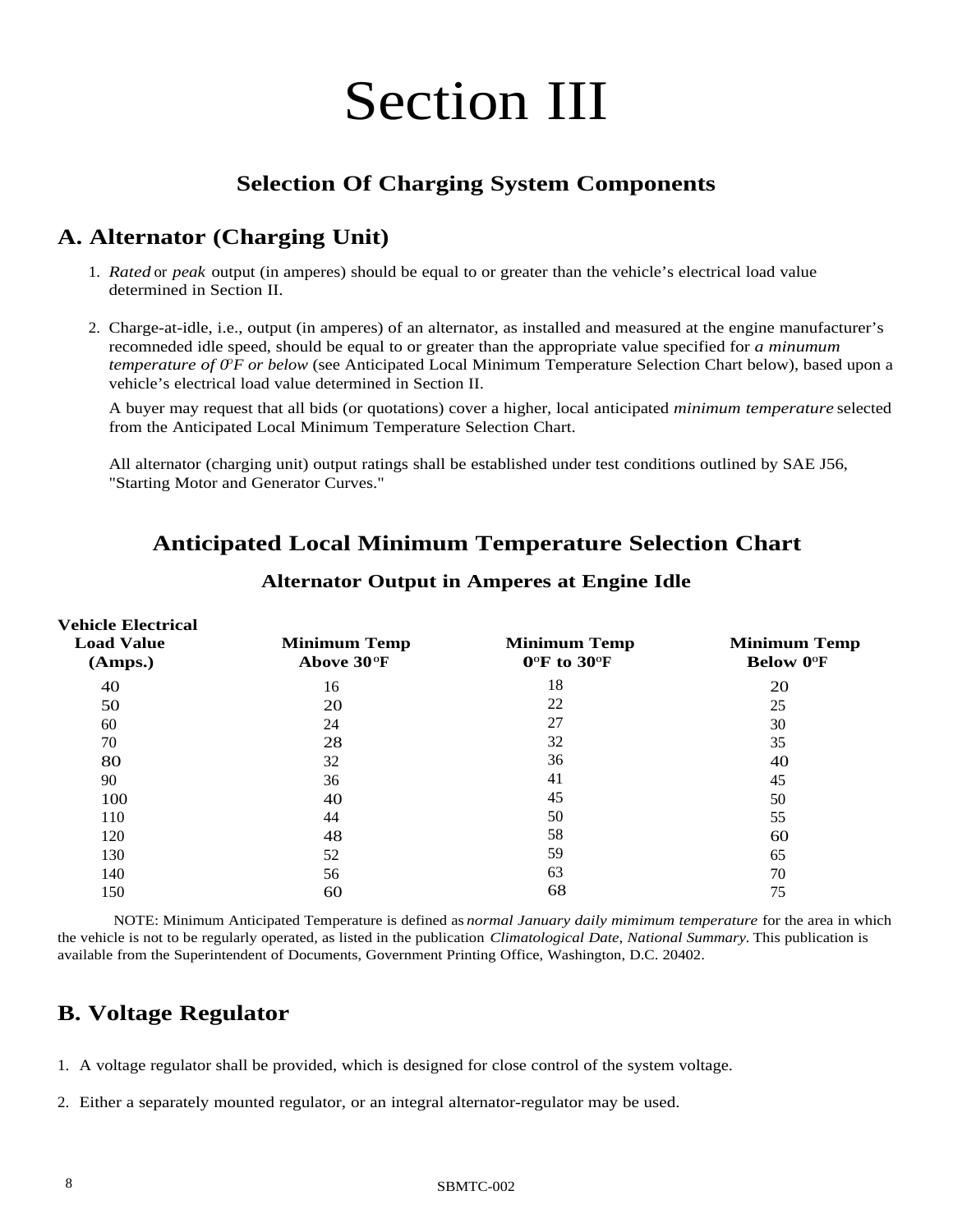# Section III

## Selection Of Charging System Components

### A. Alternator (Charging Unit)

1. *Rated* or *peak* output (in amperes) should be equal to or greater than the vehicle's electrical load value determined in Section II.

2. Charge-at-idle, i.e., output (in amperes) of an alternator, as installed and measured at the engine manufacturer's recomneded idle speed, should be equal to or greater than the appropriate value specified for *a minumum temperature of 0°F or below* (see Anticipated Local Minimum Temperature Selection Chart below), based upon a vehicle's electrical load value determined in Section II.

   A buyer may request that all bids (or quotations) cover a higher, local anticipated *minimum temperature* selected from the Anticipated Local Minimum Temperature Selection Chart.

   All alternator (charging unit) output ratings shall be established under test conditions outlined by SAE J56, "Starting Motor and Generator Curves."

## Anticipated Local Minimum Temperature Selection Chart

### Alternator Output in Amperes at Engine Idle

| Vehicle Electrical Load Value (Amps.) | Minimum Temp Above 30°F | Minimum Temp 0°F to 30°F | Minimum Temp Below 0°F |
|---|---|---|---|
| 40 | 16 | 18 | 20 |
| 50 | 20 | 22 | 25 |
| 60 | 24 | 27 | 30 |
| 70 | 28 | 32 | 35 |
| 80 | 32 | 36 | 40 |
| 90 | 36 | 41 | 45 |
| 100 | 40 | 45 | 50 |
| 110 | 44 | 50 | 55 |
| 120 | 48 | 58 | 60 |
| 130 | 52 | 59 | 65 |
| 140 | 56 | 63 | 70 |
| 150 | 60 | 68 | 75 |

NOTE: Minimum Anticipated Temperature is defined as *normal January daily mimimum temperature* for the area in which the vehicle is not to be regularly operated, as listed in the publication *Climatological Date, National Summary.* This publication is available from the Superintendent of Documents, Government Printing Office, Washington, D.C. 20402.

### B. Voltage Regulator

1. A voltage regulator shall be provided, which is designed for close control of the system voltage.

2. Either a separately mounted regulator, or an integral alternator-regulator may be used.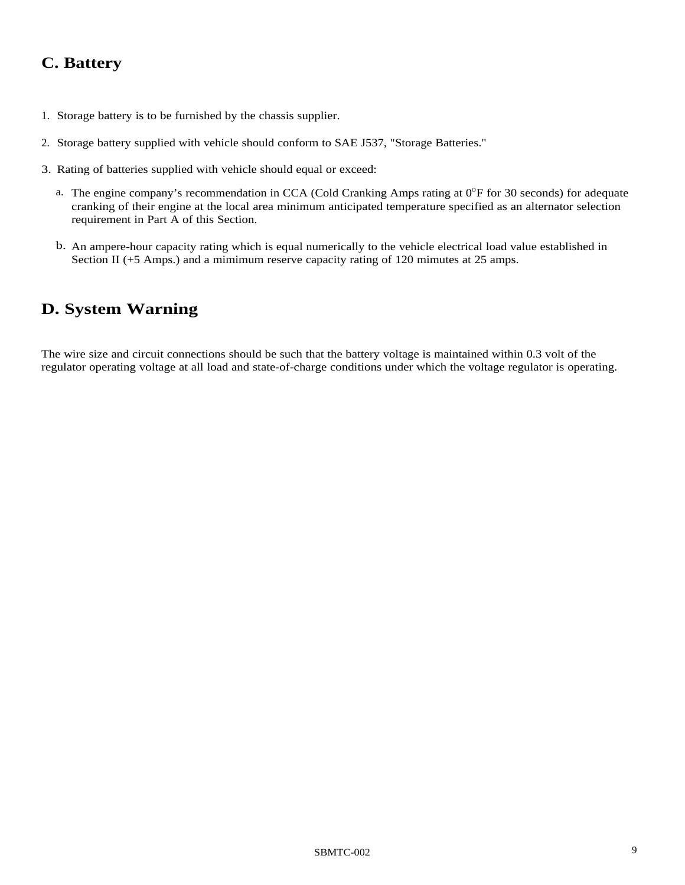## C. Battery

1. Storage battery is to be furnished by the chassis supplier.
2. Storage battery supplied with vehicle should conform to SAE J537, "Storage Batteries."
3. Rating of batteries supplied with vehicle should equal or exceed:
   a. The engine company's recommendation in CCA (Cold Cranking Amps rating at $0^{o}$F for 30 seconds) for adequate cranking of their engine at the local area minimum anticipated temperature specified as an alternator selection requirement in Part A of this Section.
   b. An ampere-hour capacity rating which is equal numerically to the vehicle electrical load value established in Section II (+5 Amps.) and a mimimum reserve capacity rating of 120 mimutes at 25 amps.

## D. System Warning

The wire size and circuit connections should be such that the battery voltage is maintained within 0.3 volt of the regulator operating voltage at all load and state-of-charge conditions under which the voltage regulator is operating.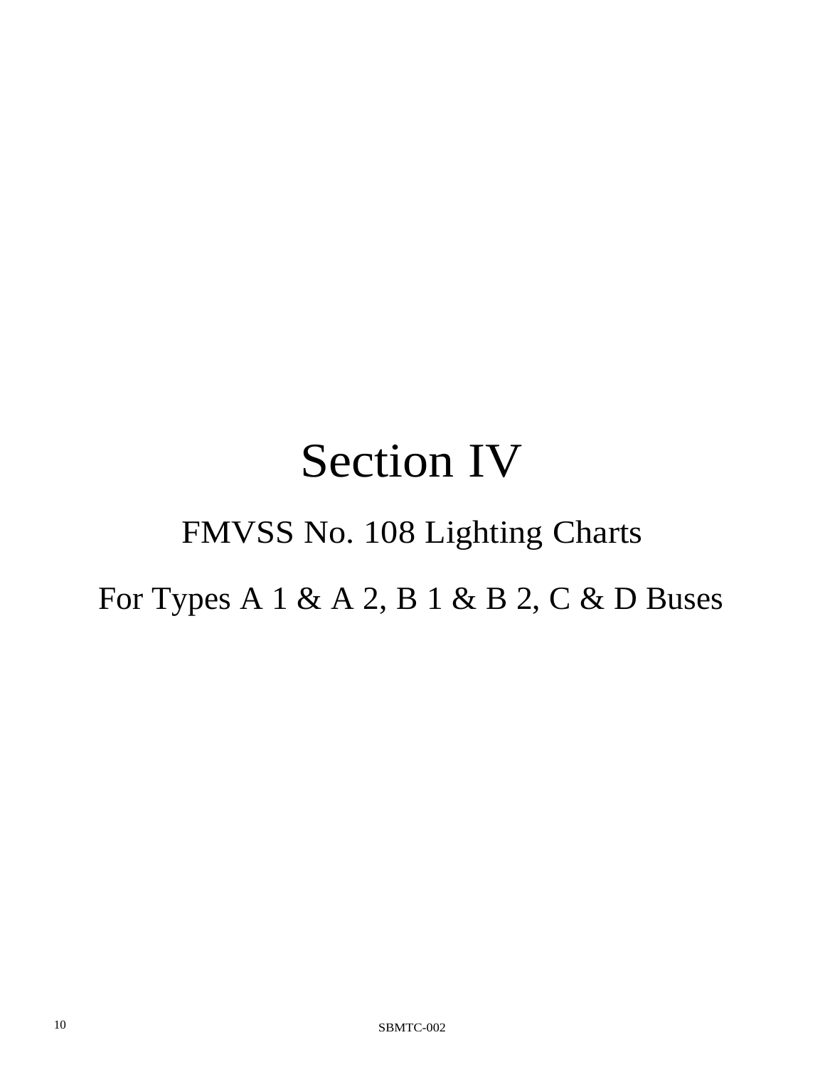# Section IV

## FMVSS No. 108 Lighting Charts

## For Types A 1 & A 2, B 1 & B 2, C & D Buses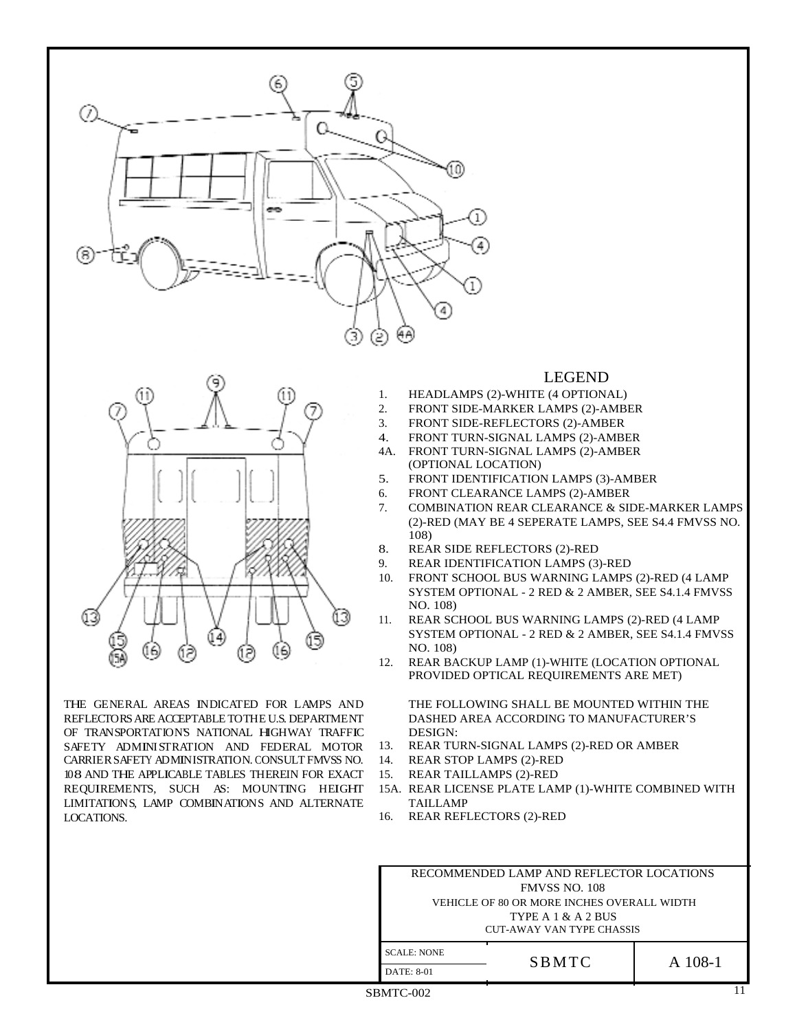## LEGEND

1. HEADLAMPS (2)-WHITE (4 OPTIONAL)
2. FRONT SIDE-MARKER LAMPS (2)-AMBER
3. FRONT SIDE-REFLECTORS (2)-AMBER
4. FRONT TURN-SIGNAL LAMPS (2)-AMBER

4A. FRONT TURN-SIGNAL LAMPS (2)-AMBER (OPTIONAL LOCATION)

5. FRONT IDENTIFICATION LAMPS (3)-AMBER
6. FRONT CLEARANCE LAMPS (2)-AMBER
7. COMBINATION REAR CLEARANCE & SIDE-MARKER LAMPS (2)-RED (MAY BE 4 SEPERATE LAMPS, SEE S4.4 FMVSS NO. 108)
8. REAR SIDE REFLECTORS (2)-RED
9. REAR IDENTIFICATION LAMPS (3)-RED
10. FRONT SCHOOL BUS WARNING LAMPS (2)-RED (4 LAMP SYSTEM OPTIONAL - 2 RED & 2 AMBER, SEE S4.1.4 FMVSS NO. 108)
11. REAR SCHOOL BUS WARNING LAMPS (2)-RED (4 LAMP SYSTEM OPTIONAL - 2 RED & 2 AMBER, SEE S4.1.4 FMVSS NO. 108)
12. REAR BACKUP LAMP (1)-WHITE (LOCATION OPTIONAL PROVIDED OPTICAL REQUIREMENTS ARE MET)

THE FOLLOWING SHALL BE MOUNTED WITHIN THE DASHED AREA ACCORDING TO MANUFACTURER'S DESIGN:

13. REAR TURN-SIGNAL LAMPS (2)-RED OR AMBER
14. REAR STOP LAMPS (2)-RED
15. REAR TAILLAMPS (2)-RED

15A. REAR LICENSE PLATE LAMP (1)-WHITE COMBINED WITH TAILLAMP

16. REAR REFLECTORS (2)-RED

THE GENERAL AREAS INDICATED FOR LAMPS AND REFLECTORS ARE ACCEPTABLE TO THE U.S. DEPARTMENT OF TRANSPORTATION'S NATIONAL HIGHWAY TRAFFIC SAFETY ADMINISTRATION AND FEDERAL MOTOR CARRIER SAFETY ADMINISTRATION. CONSULT FMVSS NO. 108 AND THE APPLICABLE TABLES THEREIN FOR EXACT REQUIREMENTS, SUCH AS: MOUNTING HEIGHT LIMITATIONS, LAMP COMBINATIONS AND ALTERNATE LOCATIONS.

| RECOMMENDED LAMP AND REFLECTOR LOCATIONS<br>FMVSS NO. 108<br>VEHICLE OF 80 OR MORE INCHES OVERALL WIDTH<br>TYPE A 1 & A 2 BUS<br>CUT-AWAY VAN TYPE CHASSIS | | |
|---|---|---|
| SCALE: NONE<br>DATE: 8-01 | SBMTC | A 108-1 |

SBMTC-002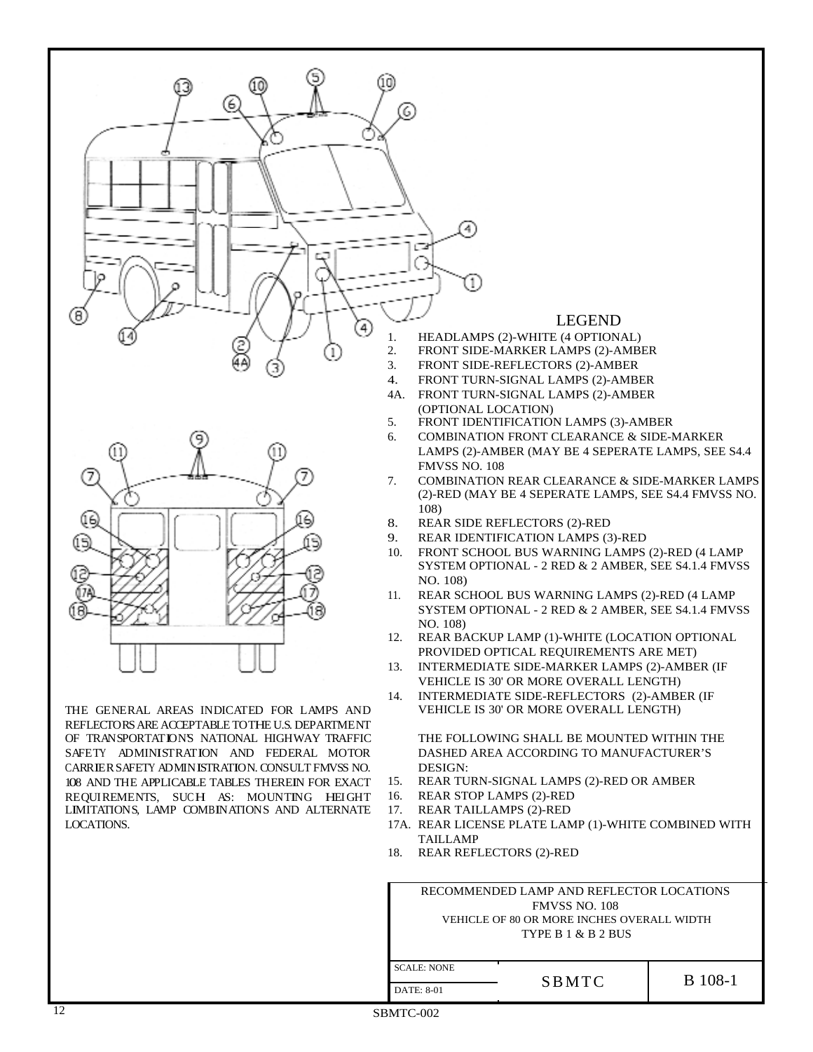## LEGEND

1. HEADLAMPS (2)-WHITE (4 OPTIONAL)
2. FRONT SIDE-MARKER LAMPS (2)-AMBER
3. FRONT SIDE-REFLECTORS (2)-AMBER
4. FRONT TURN-SIGNAL LAMPS (2)-AMBER

4A. FRONT TURN-SIGNAL LAMPS (2)-AMBER (OPTIONAL LOCATION)

5. FRONT IDENTIFICATION LAMPS (3)-AMBER
6. COMBINATION FRONT CLEARANCE & SIDE-MARKER LAMPS (2)-AMBER (MAY BE 4 SEPERATE LAMPS, SEE S4.4 FMVSS NO. 108
7. COMBINATION REAR CLEARANCE & SIDE-MARKER LAMPS (2)-RED (MAY BE 4 SEPERATE LAMPS, SEE S4.4 FMVSS NO. 108)
8. REAR SIDE REFLECTORS (2)-RED
9. REAR IDENTIFICATION LAMPS (3)-RED
10. FRONT SCHOOL BUS WARNING LAMPS (2)-RED (4 LAMP SYSTEM OPTIONAL - 2 RED & 2 AMBER, SEE S4.1.4 FMVSS NO. 108)
11. REAR SCHOOL BUS WARNING LAMPS (2)-RED (4 LAMP SYSTEM OPTIONAL - 2 RED & 2 AMBER, SEE S4.1.4 FMVSS NO. 108)
12. REAR BACKUP LAMP (1)-WHITE (LOCATION OPTIONAL PROVIDED OPTICAL REQUIREMENTS ARE MET)
13. INTERMEDIATE SIDE-MARKER LAMPS (2)-AMBER (IF VEHICLE IS 30' OR MORE OVERALL LENGTH)
14. INTERMEDIATE SIDE-REFLECTORS (2)-AMBER (IF VEHICLE IS 30' OR MORE OVERALL LENGTH)

THE FOLLOWING SHALL BE MOUNTED WITHIN THE DASHED AREA ACCORDING TO MANUFACTURER'S DESIGN:

15. REAR TURN-SIGNAL LAMPS (2)-RED OR AMBER
16. REAR STOP LAMPS (2)-RED
17. REAR TAILLAMPS (2)-RED

17A. REAR LICENSE PLATE LAMP (1)-WHITE COMBINED WITH TAILLAMP

18. REAR REFLECTORS (2)-RED

THE GENERAL AREAS INDICATED FOR LAMPS AND REFLECTORS ARE ACCEPTABLE TO THE U.S. DEPARTMENT OF TRANSPORTATION'S NATIONAL HIGHWAY TRAFFIC SAFETY ADMINISTRATION AND FEDERAL MOTOR CARRIER SAFETY ADMINISTRATION. CONSULT FMVSS NO. 108 AND THE APPLICABLE TABLES THEREIN FOR EXACT REQUIREMENTS, SUCH AS: MOUNTING HEIGHT LIMITATIONS, LAMP COMBINATIONS AND ALTERNATE LOCATIONS.

| RECOMMENDED LAMP AND REFLECTOR LOCATIONS<br>FMVSS NO. 108<br>VEHICLE OF 80 OR MORE INCHES OVERALL WIDTH<br>TYPE B 1 & B 2 BUS | | |
|---|---|---|
| SCALE: NONE<br>DATE: 8-01 | SBMTC | B 108-1 |

SBMTC-002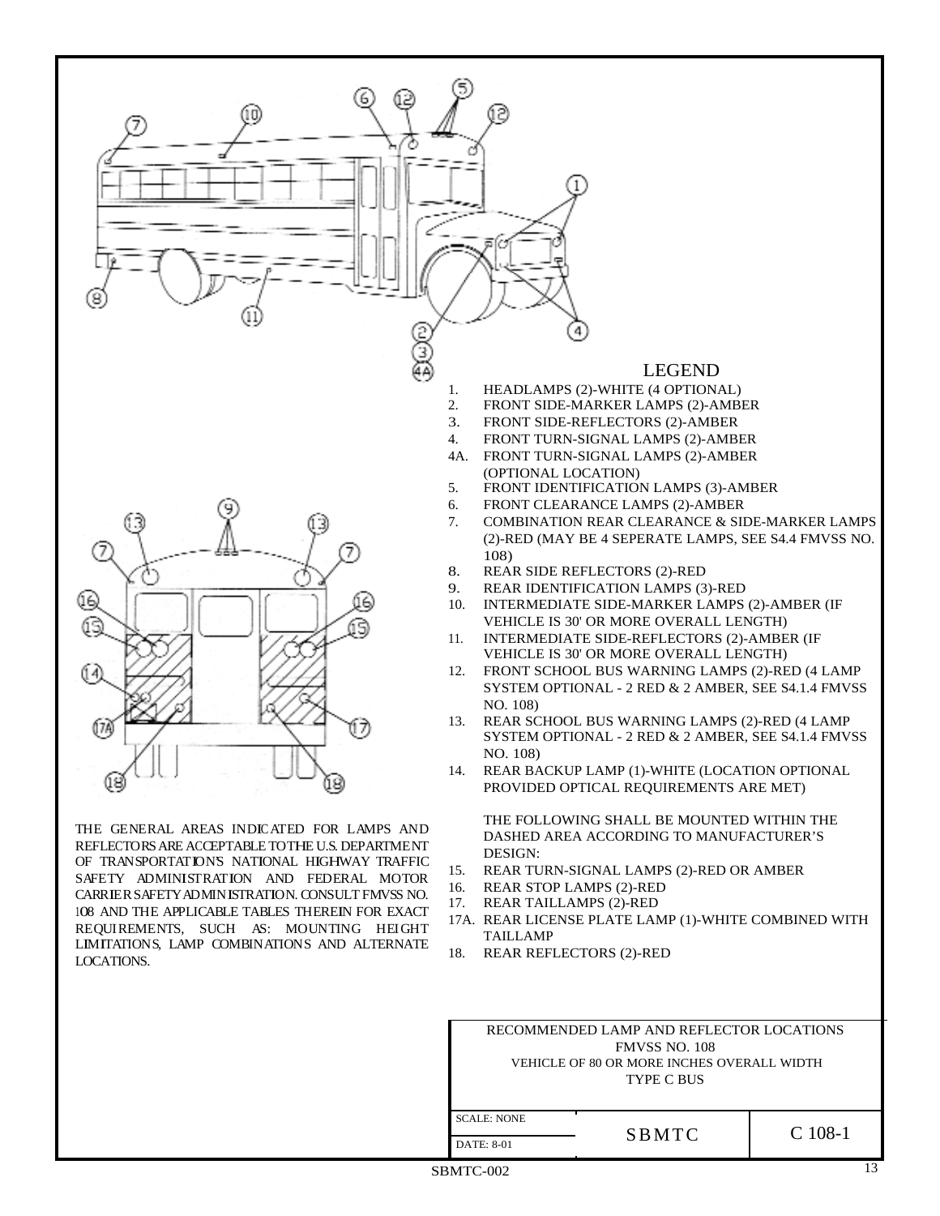## LEGEND

1. HEADLAMPS (2)-WHITE (4 OPTIONAL)
2. FRONT SIDE-MARKER LAMPS (2)-AMBER
3. FRONT SIDE-REFLECTORS (2)-AMBER
4. FRONT TURN-SIGNAL LAMPS (2)-AMBER

4A. FRONT TURN-SIGNAL LAMPS (2)-AMBER (OPTIONAL LOCATION)

5. FRONT IDENTIFICATION LAMPS (3)-AMBER
6. FRONT CLEARANCE LAMPS (2)-AMBER
7. COMBINATION REAR CLEARANCE & SIDE-MARKER LAMPS (2)-RED (MAY BE 4 SEPERATE LAMPS, SEE S4.4 FMVSS NO. 108)
8. REAR SIDE REFLECTORS (2)-RED
9. REAR IDENTIFICATION LAMPS (3)-RED
10. INTERMEDIATE SIDE-MARKER LAMPS (2)-AMBER (IF VEHICLE IS 30' OR MORE OVERALL LENGTH)
11. INTERMEDIATE SIDE-REFLECTORS (2)-AMBER (IF VEHICLE IS 30' OR MORE OVERALL LENGTH)
12. FRONT SCHOOL BUS WARNING LAMPS (2)-RED (4 LAMP SYSTEM OPTIONAL - 2 RED & 2 AMBER, SEE S4.1.4 FMVSS NO. 108)
13. REAR SCHOOL BUS WARNING LAMPS (2)-RED (4 LAMP SYSTEM OPTIONAL - 2 RED & 2 AMBER, SEE S4.1.4 FMVSS NO. 108)
14. REAR BACKUP LAMP (1)-WHITE (LOCATION OPTIONAL PROVIDED OPTICAL REQUIREMENTS ARE MET)

THE FOLLOWING SHALL BE MOUNTED WITHIN THE DASHED AREA ACCORDING TO MANUFACTURER'S DESIGN:

15. REAR TURN-SIGNAL LAMPS (2)-RED OR AMBER
16. REAR STOP LAMPS (2)-RED
17. REAR TAILLAMPS (2)-RED

17A. REAR LICENSE PLATE LAMP (1)-WHITE COMBINED WITH TAILLAMP

18. REAR REFLECTORS (2)-RED

THE GENERAL AREAS INDICATED FOR LAMPS AND REFLECTORS ARE ACCEPTABLE TO THE U.S. DEPARTMENT OF TRANSPORTATION'S NATIONAL HIGHWAY TRAFFIC SAFETY ADMINISTRATION AND FEDERAL MOTOR CARRIER SAFETY ADMINISTRATION. CONSULT FMVSS NO. 108 AND THE APPLICABLE TABLES THEREIN FOR EXACT REQUIREMENTS, SUCH AS: MOUNTING HEIGHT LIMITATIONS, LAMP COMBINATIONS AND ALTERNATE LOCATIONS.

| RECOMMENDED LAMP AND REFLECTOR LOCATIONS<br>FMVSS NO. 108<br>VEHICLE OF 80 OR MORE INCHES OVERALL WIDTH<br>TYPE C BUS | | |
|---|---|---|
| SCALE: NONE<br>DATE: 8-01 | SBMTC | C 108-1 |

SBMTC-002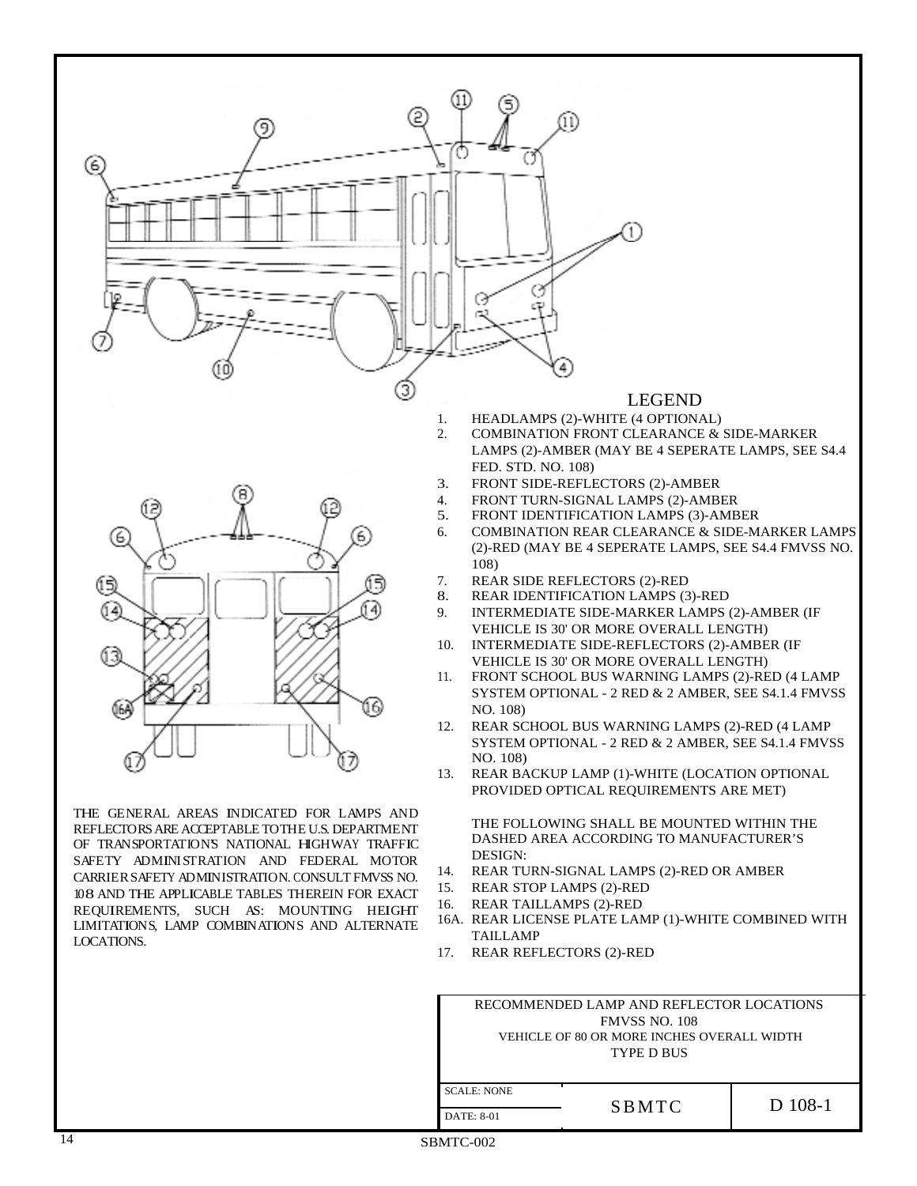## LEGEND

1. HEADLAMPS (2)-WHITE (4 OPTIONAL)
2. COMBINATION FRONT CLEARANCE & SIDE-MARKER LAMPS (2)-AMBER (MAY BE 4 SEPERATE LAMPS, SEE S4.4 FED. STD. NO. 108)
3. FRONT SIDE-REFLECTORS (2)-AMBER
4. FRONT TURN-SIGNAL LAMPS (2)-AMBER
5. FRONT IDENTIFICATION LAMPS (3)-AMBER
6. COMBINATION REAR CLEARANCE & SIDE-MARKER LAMPS (2)-RED (MAY BE 4 SEPERATE LAMPS, SEE S4.4 FMVSS NO. 108)
7. REAR SIDE REFLECTORS (2)-RED
8. REAR IDENTIFICATION LAMPS (3)-RED
9. INTERMEDIATE SIDE-MARKER LAMPS (2)-AMBER (IF VEHICLE IS 30' OR MORE OVERALL LENGTH)
10. INTERMEDIATE SIDE-REFLECTORS (2)-AMBER (IF VEHICLE IS 30' OR MORE OVERALL LENGTH)
11. FRONT SCHOOL BUS WARNING LAMPS (2)-RED (4 LAMP SYSTEM OPTIONAL - 2 RED & 2 AMBER, SEE S4.1.4 FMVSS NO. 108)
12. REAR SCHOOL BUS WARNING LAMPS (2)-RED (4 LAMP SYSTEM OPTIONAL - 2 RED & 2 AMBER, SEE S4.1.4 FMVSS NO. 108)
13. REAR BACKUP LAMP (1)-WHITE (LOCATION OPTIONAL PROVIDED OPTICAL REQUIREMENTS ARE MET)

    THE FOLLOWING SHALL BE MOUNTED WITHIN THE DASHED AREA ACCORDING TO MANUFACTURER'S DESIGN:

14. REAR TURN-SIGNAL LAMPS (2)-RED OR AMBER
15. REAR STOP LAMPS (2)-RED
16. REAR TAILLAMPS (2)-RED

16A. REAR LICENSE PLATE LAMP (1)-WHITE COMBINED WITH TAILLAMP

17. REAR REFLECTORS (2)-RED

THE GENERAL AREAS INDICATED FOR LAMPS AND REFLECTORS ARE ACCEPTABLE TO THE U.S. DEPARTMENT OF TRANSPORTATION'S NATIONAL HIGHWAY TRAFFIC SAFETY ADMINISTRATION AND FEDERAL MOTOR CARRIER SAFETY ADMINISTRATION. CONSULT FMVSS NO. 108 AND THE APPLICABLE TABLES THEREIN FOR EXACT REQUIREMENTS, SUCH AS: MOUNTING HEIGHT LIMITATIONS, LAMP COMBINATIONS AND ALTERNATE LOCATIONS.

| RECOMMENDED LAMP AND REFLECTOR LOCATIONS<br>FMVSS NO. 108<br>VEHICLE OF 80 OR MORE INCHES OVERALL WIDTH<br>TYPE D BUS | | |
|---|---|---|
| SCALE: NONE<br>DATE: 8-01 | SBMTC | D 108-1 |

SBMTC-002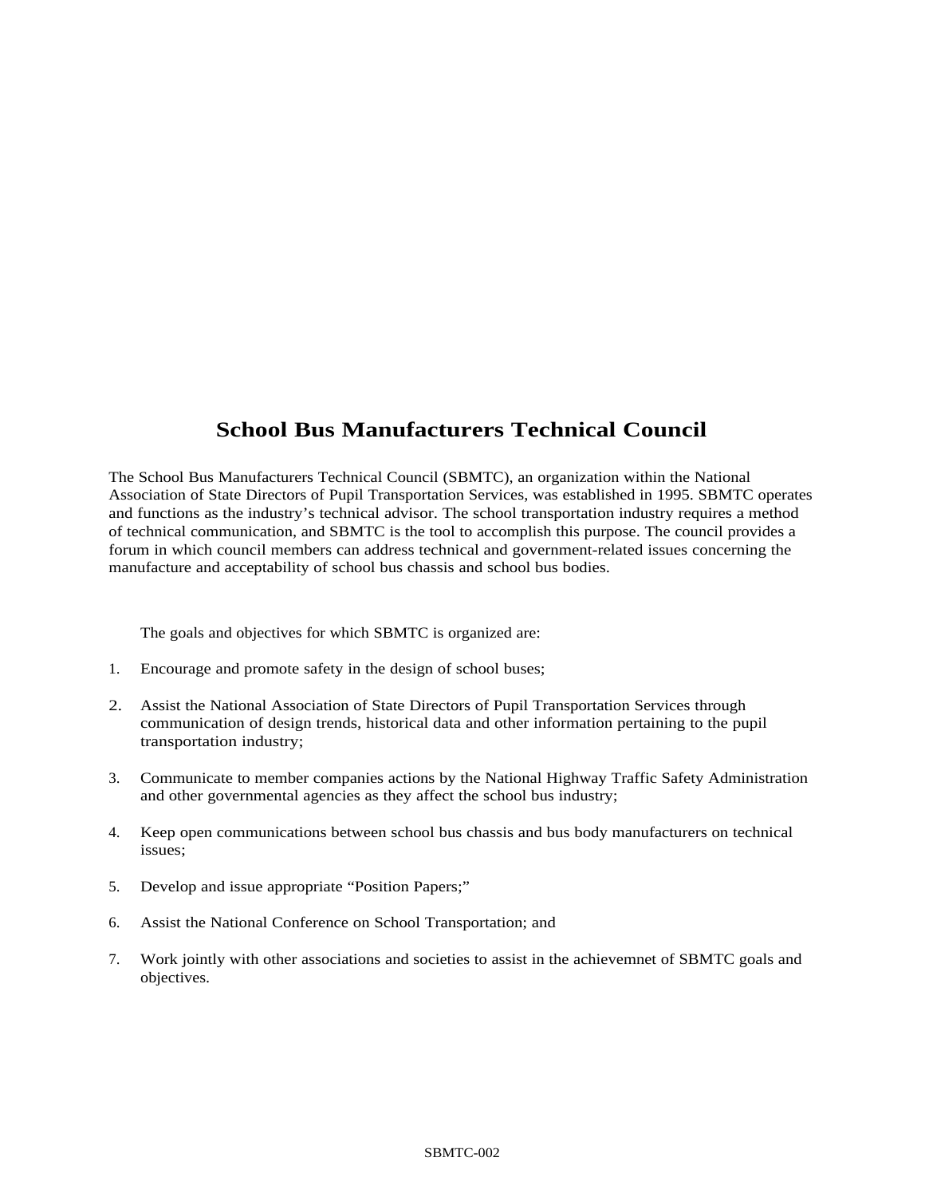# School Bus Manufacturers Technical Council

The School Bus Manufacturers Technical Council (SBMTC), an organization within the National Association of State Directors of Pupil Transportation Services, was established in 1995. SBMTC operates and functions as the industry's technical advisor. The school transportation industry requires a method of technical communication, and SBMTC is the tool to accomplish this purpose. The council provides a forum in which council members can address technical and government-related issues concerning the manufacture and acceptability of school bus chassis and school bus bodies.

The goals and objectives for which SBMTC is organized are:

1. Encourage and promote safety in the design of school buses;
2. Assist the National Association of State Directors of Pupil Transportation Services through communication of design trends, historical data and other information pertaining to the pupil transportation industry;
3. Communicate to member companies actions by the National Highway Traffic Safety Administration and other governmental agencies as they affect the school bus industry;
4. Keep open communications between school bus chassis and bus body manufacturers on technical issues;
5. Develop and issue appropriate "Position Papers;"
6. Assist the National Conference on School Transportation; and
7. Work jointly with other associations and societies to assist in the achievemnet of SBMTC goals and objectives.

SBMTC-002